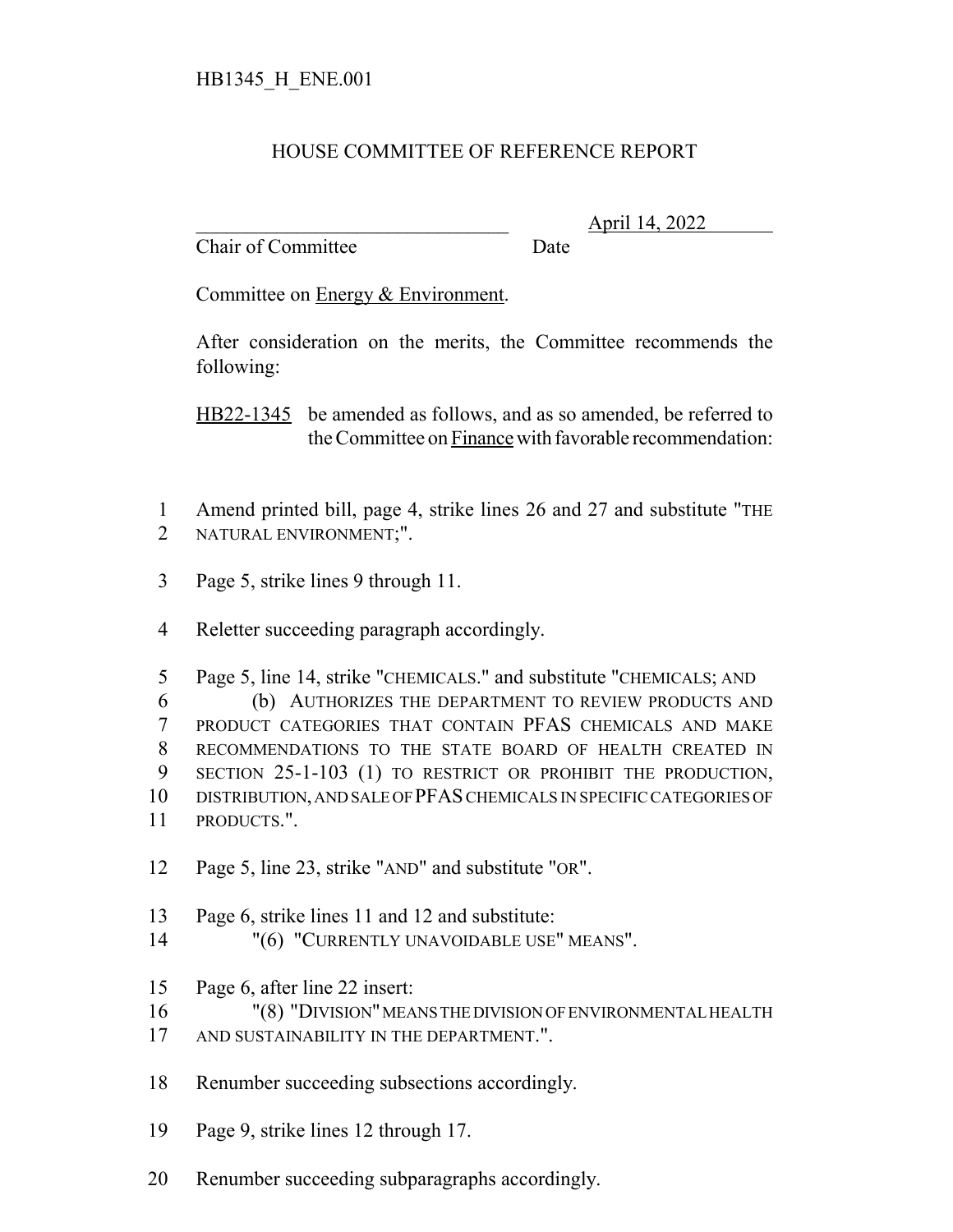HB1345_H_ENE.001

# HOUSE COMMITTEE OF REFERENCE REPORT

________________________________ April 14, 2022
Chair of Committee Date

Committee on Energy & Environment.

After consideration on the merits, the Committee recommends the following:

HB22-1345 be amended as follows, and as so amended, be referred to the Committee on Finance with favorable recommendation:

1 Amend printed bill, page 4, strike lines 26 and 27 and substitute "THE
2 NATURAL ENVIRONMENT;".

3 Page 5, strike lines 9 through 11.

4 Reletter succeeding paragraph accordingly.

5 Page 5, line 14, strike "CHEMICALS." and substitute "CHEMICALS; AND
6 (b) AUTHORIZES THE DEPARTMENT TO REVIEW PRODUCTS AND
7 PRODUCT CATEGORIES THAT CONTAIN PFAS CHEMICALS AND MAKE
8 RECOMMENDATIONS TO THE STATE BOARD OF HEALTH CREATED IN
9 SECTION 25-1-103 (1) TO RESTRICT OR PROHIBIT THE PRODUCTION,
10 DISTRIBUTION, AND SALE OF PFAS CHEMICALS IN SPECIFIC CATEGORIES OF
11 PRODUCTS.".

12 Page 5, line 23, strike "AND" and substitute "OR".

13 Page 6, strike lines 11 and 12 and substitute:
14 "(6) "CURRENTLY UNAVOIDABLE USE" MEANS".

15 Page 6, after line 22 insert:
16 "(8) "DIVISION" MEANS THE DIVISION OF ENVIRONMENTAL HEALTH
17 AND SUSTAINABILITY IN THE DEPARTMENT.".

18 Renumber succeeding subsections accordingly.

19 Page 9, strike lines 12 through 17.

20 Renumber succeeding subparagraphs accordingly.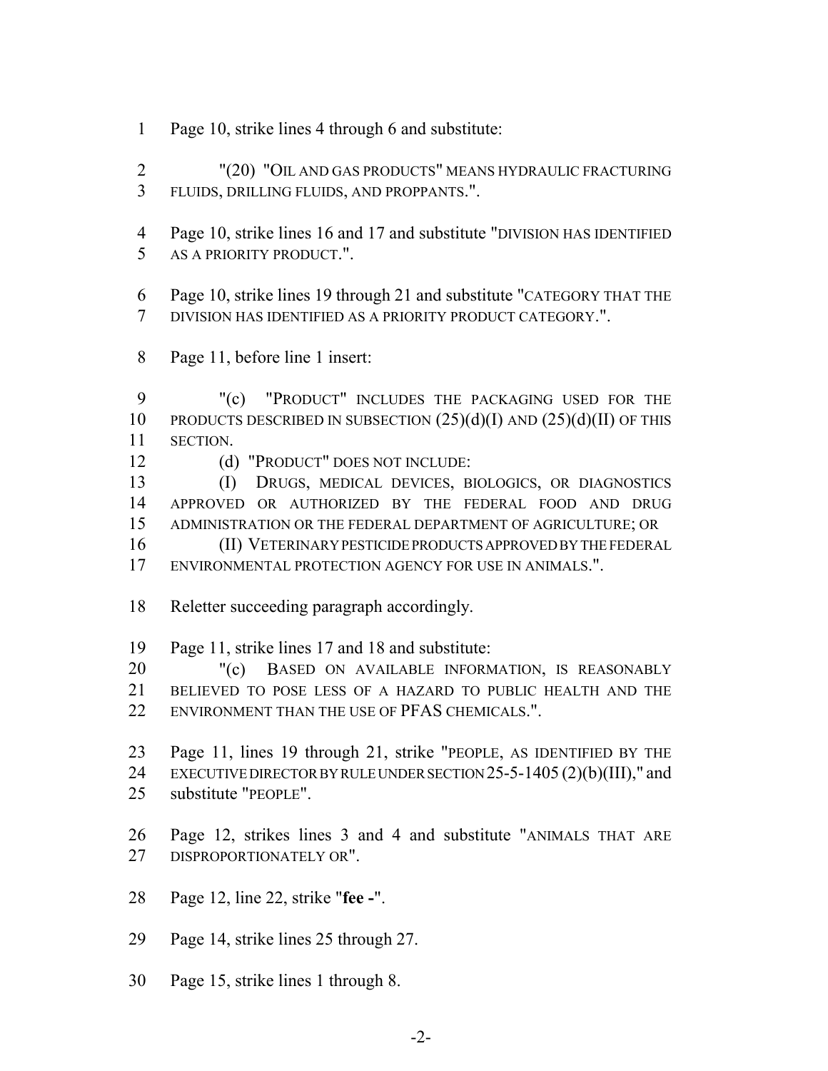Page 10, strike lines 4 through 6 and substitute:

"(20) "OIL AND GAS PRODUCTS" MEANS HYDRAULIC FRACTURING FLUIDS, DRILLING FLUIDS, AND PROPPANTS.".

Page 10, strike lines 16 and 17 and substitute "DIVISION HAS IDENTIFIED AS A PRIORITY PRODUCT.".

Page 10, strike lines 19 through 21 and substitute "CATEGORY THAT THE DIVISION HAS IDENTIFIED AS A PRIORITY PRODUCT CATEGORY.".

Page 11, before line 1 insert:

"(c) "PRODUCT" INCLUDES THE PACKAGING USED FOR THE PRODUCTS DESCRIBED IN SUBSECTION (25)(d)(I) AND (25)(d)(II) OF THIS SECTION.

(d) "PRODUCT" DOES NOT INCLUDE:

(I) DRUGS, MEDICAL DEVICES, BIOLOGICS, OR DIAGNOSTICS APPROVED OR AUTHORIZED BY THE FEDERAL FOOD AND DRUG ADMINISTRATION OR THE FEDERAL DEPARTMENT OF AGRICULTURE; OR

(II) VETERINARY PESTICIDE PRODUCTS APPROVED BY THE FEDERAL ENVIRONMENTAL PROTECTION AGENCY FOR USE IN ANIMALS.".

Reletter succeeding paragraph accordingly.

Page 11, strike lines 17 and 18 and substitute:

"(c) BASED ON AVAILABLE INFORMATION, IS REASONABLY BELIEVED TO POSE LESS OF A HAZARD TO PUBLIC HEALTH AND THE ENVIRONMENT THAN THE USE OF PFAS CHEMICALS.".

Page 11, lines 19 through 21, strike "PEOPLE, AS IDENTIFIED BY THE EXECUTIVE DIRECTOR BY RULE UNDER SECTION 25-5-1405 (2)(b)(III)," and substitute "PEOPLE".

Page 12, strikes lines 3 and 4 and substitute "ANIMALS THAT ARE DISPROPORTIONATELY OR".

Page 12, line 22, strike "**fee -**".

Page 14, strike lines 25 through 27.

Page 15, strike lines 1 through 8.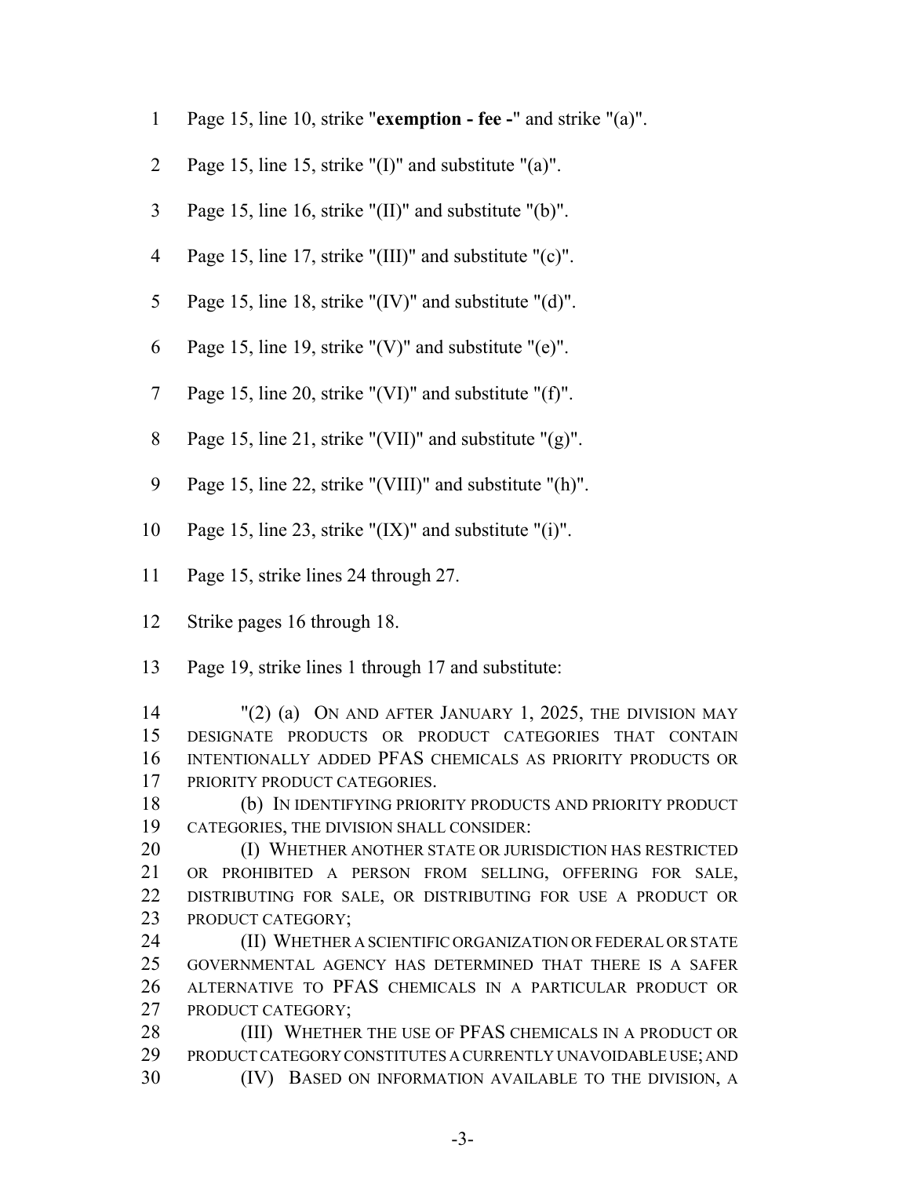Page 15, line 10, strike "**exemption - fee -**" and strike "(a)".

Page 15, line 15, strike "(I)" and substitute "(a)".

Page 15, line 16, strike "(II)" and substitute "(b)".

Page 15, line 17, strike "(III)" and substitute "(c)".

Page 15, line 18, strike "(IV)" and substitute "(d)".

Page 15, line 19, strike "(V)" and substitute "(e)".

Page 15, line 20, strike "(VI)" and substitute "(f)".

Page 15, line 21, strike "(VII)" and substitute "(g)".

Page 15, line 22, strike "(VIII)" and substitute "(h)".

Page 15, line 23, strike "(IX)" and substitute "(i)".

Page 15, strike lines 24 through 27.

Strike pages 16 through 18.

Page 19, strike lines 1 through 17 and substitute:

"(2) (a) ON AND AFTER JANUARY 1, 2025, THE DIVISION MAY DESIGNATE PRODUCTS OR PRODUCT CATEGORIES THAT CONTAIN INTENTIONALLY ADDED PFAS CHEMICALS AS PRIORITY PRODUCTS OR PRIORITY PRODUCT CATEGORIES.

(b) IN IDENTIFYING PRIORITY PRODUCTS AND PRIORITY PRODUCT CATEGORIES, THE DIVISION SHALL CONSIDER:

(I) WHETHER ANOTHER STATE OR JURISDICTION HAS RESTRICTED OR PROHIBITED A PERSON FROM SELLING, OFFERING FOR SALE, DISTRIBUTING FOR SALE, OR DISTRIBUTING FOR USE A PRODUCT OR PRODUCT CATEGORY;

(II) WHETHER A SCIENTIFIC ORGANIZATION OR FEDERAL OR STATE GOVERNMENTAL AGENCY HAS DETERMINED THAT THERE IS A SAFER ALTERNATIVE TO PFAS CHEMICALS IN A PARTICULAR PRODUCT OR PRODUCT CATEGORY;

(III) WHETHER THE USE OF PFAS CHEMICALS IN A PRODUCT OR PRODUCT CATEGORY CONSTITUTES A CURRENTLY UNAVOIDABLE USE; AND

(IV) BASED ON INFORMATION AVAILABLE TO THE DIVISION, A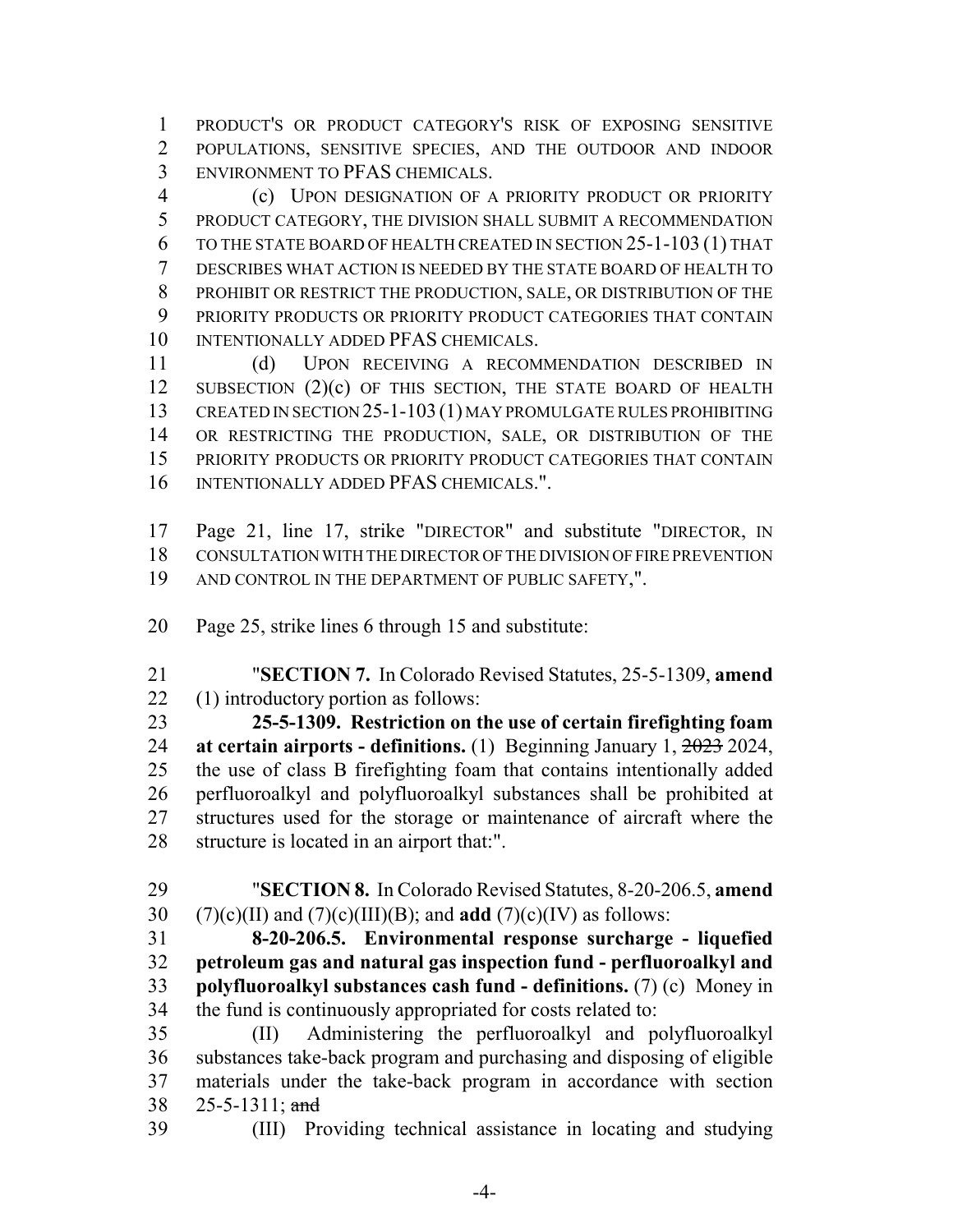PRODUCT'S OR PRODUCT CATEGORY'S RISK OF EXPOSING SENSITIVE POPULATIONS, SENSITIVE SPECIES, AND THE OUTDOOR AND INDOOR ENVIRONMENT TO PFAS CHEMICALS.

(c) UPON DESIGNATION OF A PRIORITY PRODUCT OR PRIORITY PRODUCT CATEGORY, THE DIVISION SHALL SUBMIT A RECOMMENDATION TO THE STATE BOARD OF HEALTH CREATED IN SECTION 25-1-103 (1) THAT DESCRIBES WHAT ACTION IS NEEDED BY THE STATE BOARD OF HEALTH TO PROHIBIT OR RESTRICT THE PRODUCTION, SALE, OR DISTRIBUTION OF THE PRIORITY PRODUCTS OR PRIORITY PRODUCT CATEGORIES THAT CONTAIN INTENTIONALLY ADDED PFAS CHEMICALS.

(d) UPON RECEIVING A RECOMMENDATION DESCRIBED IN SUBSECTION (2)(c) OF THIS SECTION, THE STATE BOARD OF HEALTH CREATED IN SECTION 25-1-103 (1) MAY PROMULGATE RULES PROHIBITING OR RESTRICTING THE PRODUCTION, SALE, OR DISTRIBUTION OF THE PRIORITY PRODUCTS OR PRIORITY PRODUCT CATEGORIES THAT CONTAIN INTENTIONALLY ADDED PFAS CHEMICALS.".

Page 21, line 17, strike "DIRECTOR" and substitute "DIRECTOR, IN CONSULTATION WITH THE DIRECTOR OF THE DIVISION OF FIRE PREVENTION AND CONTROL IN THE DEPARTMENT OF PUBLIC SAFETY,".

Page 25, strike lines 6 through 15 and substitute:

"**SECTION 7.** In Colorado Revised Statutes, 25-5-1309, **amend** (1) introductory portion as follows:

**25-5-1309. Restriction on the use of certain firefighting foam at certain airports - definitions.** (1) Beginning January 1, ~~2023~~ 2024, the use of class B firefighting foam that contains intentionally added perfluoroalkyl and polyfluoroalkyl substances shall be prohibited at structures used for the storage or maintenance of aircraft where the structure is located in an airport that:".

"**SECTION 8.** In Colorado Revised Statutes, 8-20-206.5, **amend** (7)(c)(II) and (7)(c)(III)(B); and **add** (7)(c)(IV) as follows:

**8-20-206.5. Environmental response surcharge - liquefied petroleum gas and natural gas inspection fund - perfluoroalkyl and polyfluoroalkyl substances cash fund - definitions.** (7) (c) Money in the fund is continuously appropriated for costs related to:

(II) Administering the perfluoroalkyl and polyfluoroalkyl substances take-back program and purchasing and disposing of eligible materials under the take-back program in accordance with section 25-5-1311; ~~and~~

(III) Providing technical assistance in locating and studying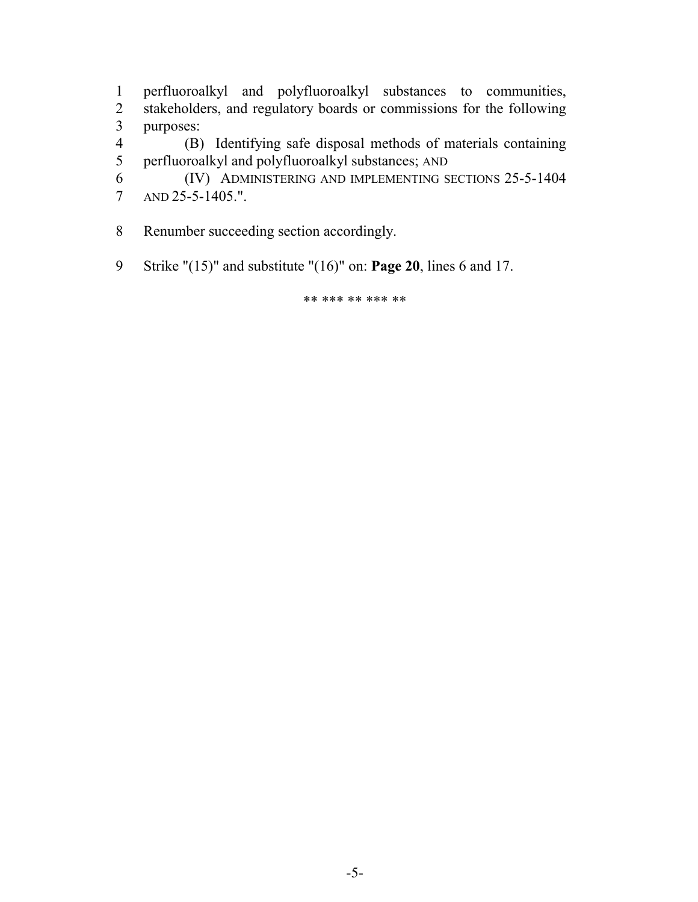perfluoroalkyl and polyfluoroalkyl substances to communities, stakeholders, and regulatory boards or commissions for the following purposes:

(B) Identifying safe disposal methods of materials containing perfluoroalkyl and polyfluoroalkyl substances; AND

(IV) ADMINISTERING AND IMPLEMENTING SECTIONS 25-5-1404 AND 25-5-1405.".

Renumber succeeding section accordingly.

Strike "(15)" and substitute "(16)" on: **Page 20**, lines 6 and 17.

** *** ** *** **